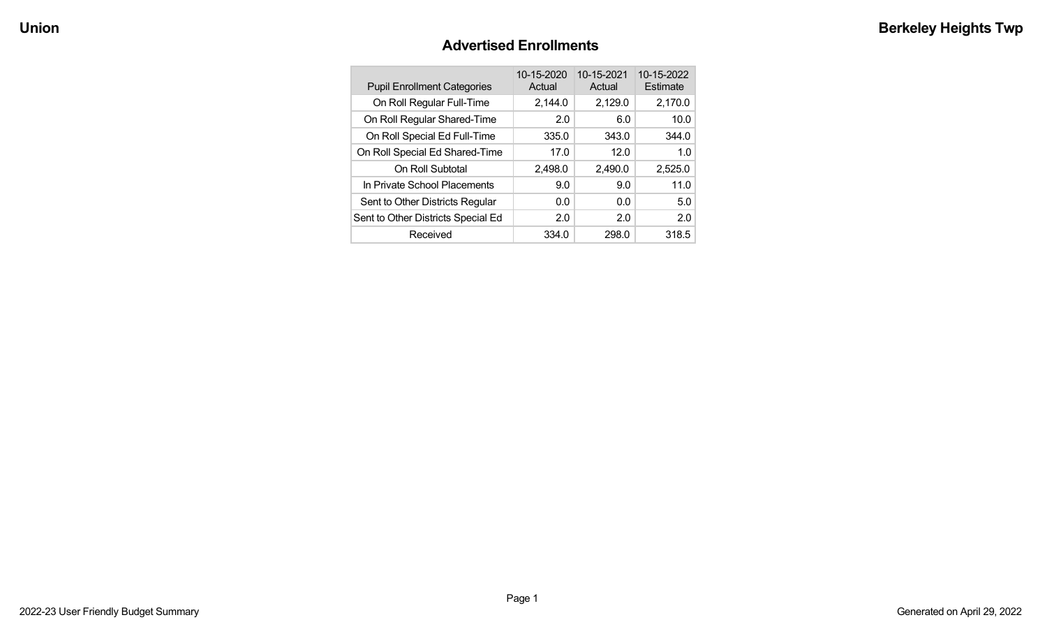# Advertised Enrollments

| Pupil Enrollment Categories | 10-15-2020 Actual | 10-15-2021 Actual | 10-15-2022 Estimate |
|---|---|---|---|
| On Roll Regular Full-Time | 2,144.0 | 2,129.0 | 2,170.0 |
| On Roll Regular Shared-Time | 2.0 | 6.0 | 10.0 |
| On Roll Special Ed Full-Time | 335.0 | 343.0 | 344.0 |
| On Roll Special Ed Shared-Time | 17.0 | 12.0 | 1.0 |
| On Roll Subtotal | 2,498.0 | 2,490.0 | 2,525.0 |
| In Private School Placements | 9.0 | 9.0 | 11.0 |
| Sent to Other Districts Regular | 0.0 | 0.0 | 5.0 |
| Sent to Other Districts Special Ed | 2.0 | 2.0 | 2.0 |
| Received | 334.0 | 298.0 | 318.5 |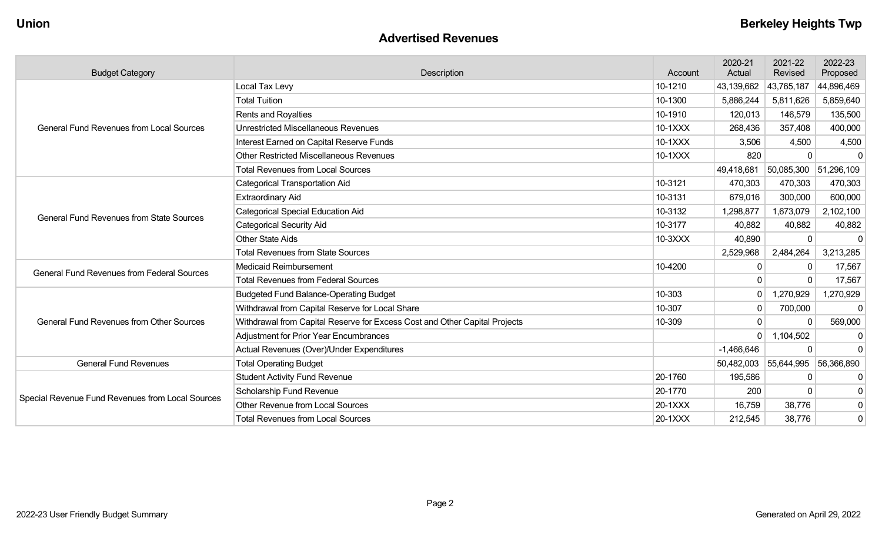## Advertised Revenues

| Budget Category | Description | Account | 2020-21 Actual | 2021-22 Revised | 2022-23 Proposed |
|---|---|---|---|---|---|
| General Fund Revenues from Local Sources | Local Tax Levy | 10-1210 | 43,139,662 | 43,765,187 | 44,896,469 |
| | Total Tuition | 10-1300 | 5,886,244 | 5,811,626 | 5,859,640 |
| | Rents and Royalties | 10-1910 | 120,013 | 146,579 | 135,500 |
| | Unrestricted Miscellaneous Revenues | 10-1XXX | 268,436 | 357,408 | 400,000 |
| | Interest Earned on Capital Reserve Funds | 10-1XXX | 3,506 | 4,500 | 4,500 |
| | Other Restricted Miscellaneous Revenues | 10-1XXX | 820 | 0 | 0 |
| | Total Revenues from Local Sources | | 49,418,681 | 50,085,300 | 51,296,109 |
| General Fund Revenues from State Sources | Categorical Transportation Aid | 10-3121 | 470,303 | 470,303 | 470,303 |
| | Extraordinary Aid | 10-3131 | 679,016 | 300,000 | 600,000 |
| | Categorical Special Education Aid | 10-3132 | 1,298,877 | 1,673,079 | 2,102,100 |
| | Categorical Security Aid | 10-3177 | 40,882 | 40,882 | 40,882 |
| | Other State Aids | 10-3XXX | 40,890 | 0 | 0 |
| | Total Revenues from State Sources | | 2,529,968 | 2,484,264 | 3,213,285 |
| General Fund Revenues from Federal Sources | Medicaid Reimbursement | 10-4200 | 0 | 0 | 17,567 |
| | Total Revenues from Federal Sources | | 0 | 0 | 17,567 |
| General Fund Revenues from Other Sources | Budgeted Fund Balance-Operating Budget | 10-303 | 0 | 1,270,929 | 1,270,929 |
| | Withdrawal from Capital Reserve for Local Share | 10-307 | 0 | 700,000 | 0 |
| | Withdrawal from Capital Reserve for Excess Cost and Other Capital Projects | 10-309 | 0 | 0 | 569,000 |
| | Adjustment for Prior Year Encumbrances | | 0 | 1,104,502 | 0 |
| | Actual Revenues (Over)/Under Expenditures | | -1,466,646 | 0 | 0 |
| General Fund Revenues | Total Operating Budget | | 50,482,003 | 55,644,995 | 56,366,890 |
| Special Revenue Fund Revenues from Local Sources | Student Activity Fund Revenue | 20-1760 | 195,586 | 0 | 0 |
| | Scholarship Fund Revenue | 20-1770 | 200 | 0 | 0 |
| | Other Revenue from Local Sources | 20-1XXX | 16,759 | 38,776 | 0 |
| | Total Revenues from Local Sources | 20-1XXX | 212,545 | 38,776 | 0 |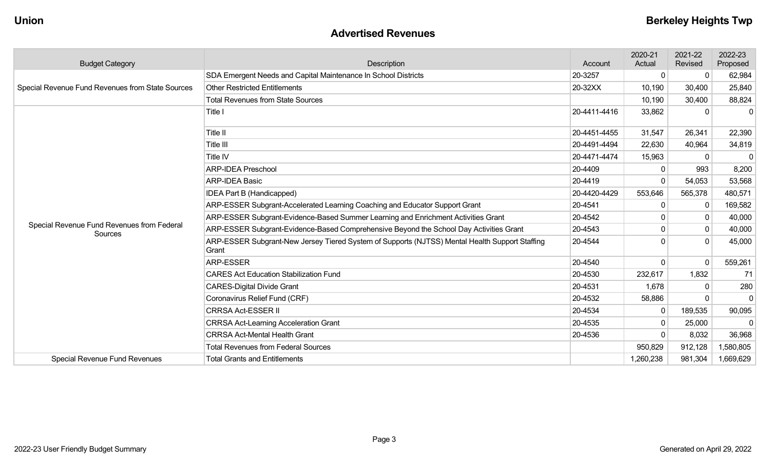## Advertised Revenues

| Budget Category | Description | Account | 2020-21 Actual | 2021-22 Revised | 2022-23 Proposed |
|---|---|---|---|---|---|
| Special Revenue Fund Revenues from State Sources | SDA Emergent Needs and Capital Maintenance In School Districts | 20-3257 | 0 | 0 | 62,984 |
| | Other Restricted Entitlements | 20-32XX | 10,190 | 30,400 | 25,840 |
| | Total Revenues from State Sources | | 10,190 | 30,400 | 88,824 |
| Special Revenue Fund Revenues from Federal Sources | Title I | 20-4411-4416 | 33,862 | 0 | 0 |
| | Title II | 20-4451-4455 | 31,547 | 26,341 | 22,390 |
| | Title III | 20-4491-4494 | 22,630 | 40,964 | 34,819 |
| | Title IV | 20-4471-4474 | 15,963 | 0 | 0 |
| | ARP-IDEA Preschool | 20-4409 | 0 | 993 | 8,200 |
| | ARP-IDEA Basic | 20-4419 | 0 | 54,053 | 53,568 |
| | IDEA Part B (Handicapped) | 20-4420-4429 | 553,646 | 565,378 | 480,571 |
| | ARP-ESSER Subgrant-Accelerated Learning Coaching and Educator Support Grant | 20-4541 | 0 | 0 | 169,582 |
| | ARP-ESSER Subgrant-Evidence-Based Summer Learning and Enrichment Activities Grant | 20-4542 | 0 | 0 | 40,000 |
| | ARP-ESSER Subgrant-Evidence-Based Comprehensive Beyond the School Day Activities Grant | 20-4543 | 0 | 0 | 40,000 |
| | ARP-ESSER Subgrant-New Jersey Tiered System of Supports (NJTSS) Mental Health Support Staffing Grant | 20-4544 | 0 | 0 | 45,000 |
| | ARP-ESSER | 20-4540 | 0 | 0 | 559,261 |
| | CARES Act Education Stabilization Fund | 20-4530 | 232,617 | 1,832 | 71 |
| | CARES-Digital Divide Grant | 20-4531 | 1,678 | 0 | 280 |
| | Coronavirus Relief Fund (CRF) | 20-4532 | 58,886 | 0 | 0 |
| | CRRSA Act-ESSER II | 20-4534 | 0 | 189,535 | 90,095 |
| | CRRSA Act-Learning Acceleration Grant | 20-4535 | 0 | 25,000 | 0 |
| | CRRSA Act-Mental Health Grant | 20-4536 | 0 | 8,032 | 36,968 |
| | Total Revenues from Federal Sources | | 950,829 | 912,128 | 1,580,805 |
| Special Revenue Fund Revenues | Total Grants and Entitlements | | 1,260,238 | 981,304 | 1,669,629 |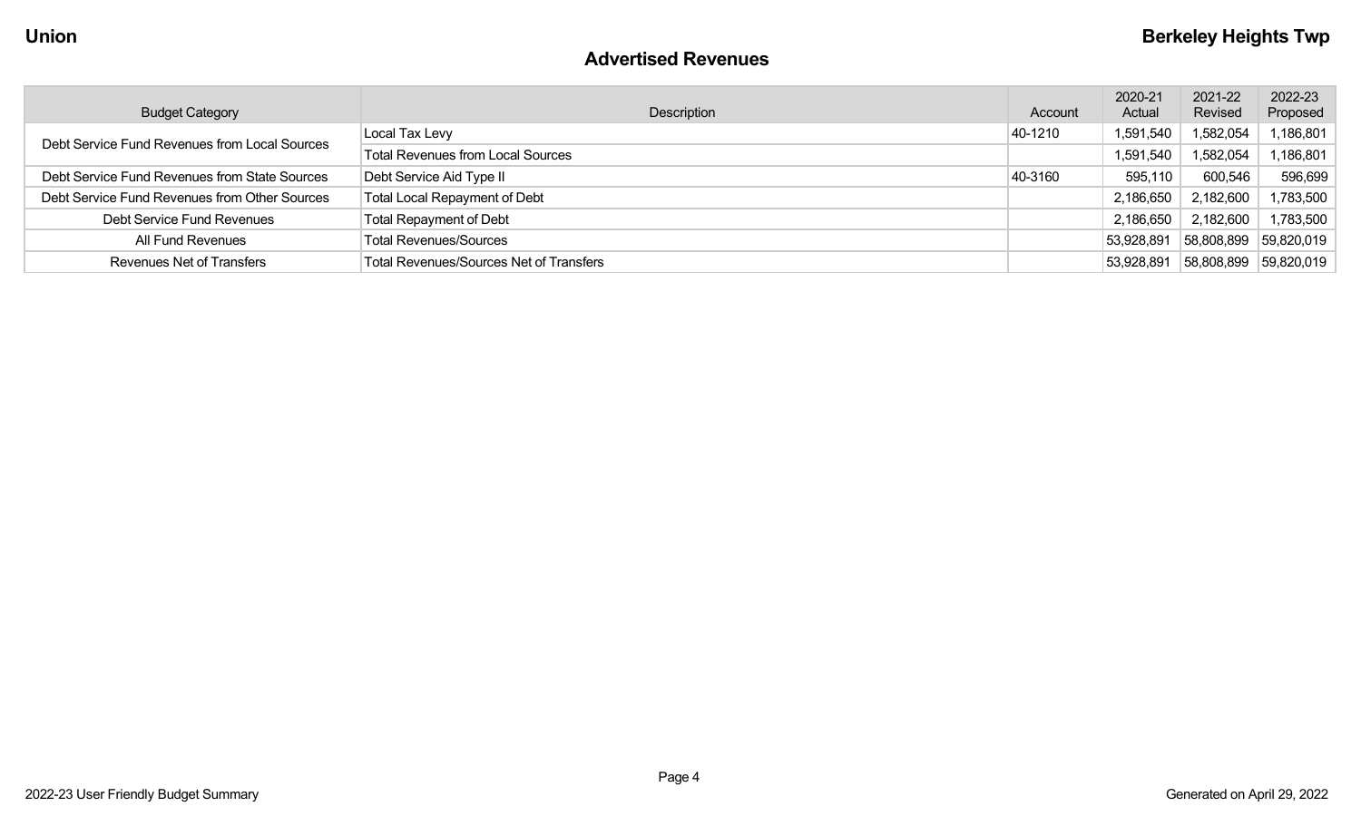## Advertised Revenues

| Budget Category | Description | Account | 2020-21 Actual | 2021-22 Revised | 2022-23 Proposed |
|---|---|---|---|---|---|
| Debt Service Fund Revenues from Local Sources | Local Tax Levy | 40-1210 | 1,591,540 | 1,582,054 | 1,186,801 |
| | Total Revenues from Local Sources | | 1,591,540 | 1,582,054 | 1,186,801 |
| Debt Service Fund Revenues from State Sources | Debt Service Aid Type II | 40-3160 | 595,110 | 600,546 | 596,699 |
| Debt Service Fund Revenues from Other Sources | Total Local Repayment of Debt | | 2,186,650 | 2,182,600 | 1,783,500 |
| Debt Service Fund Revenues | Total Repayment of Debt | | 2,186,650 | 2,182,600 | 1,783,500 |
| All Fund Revenues | Total Revenues/Sources | | 53,928,891 | 58,808,899 | 59,820,019 |
| Revenues Net of Transfers | Total Revenues/Sources Net of Transfers | | 53,928,891 | 58,808,899 | 59,820,019 |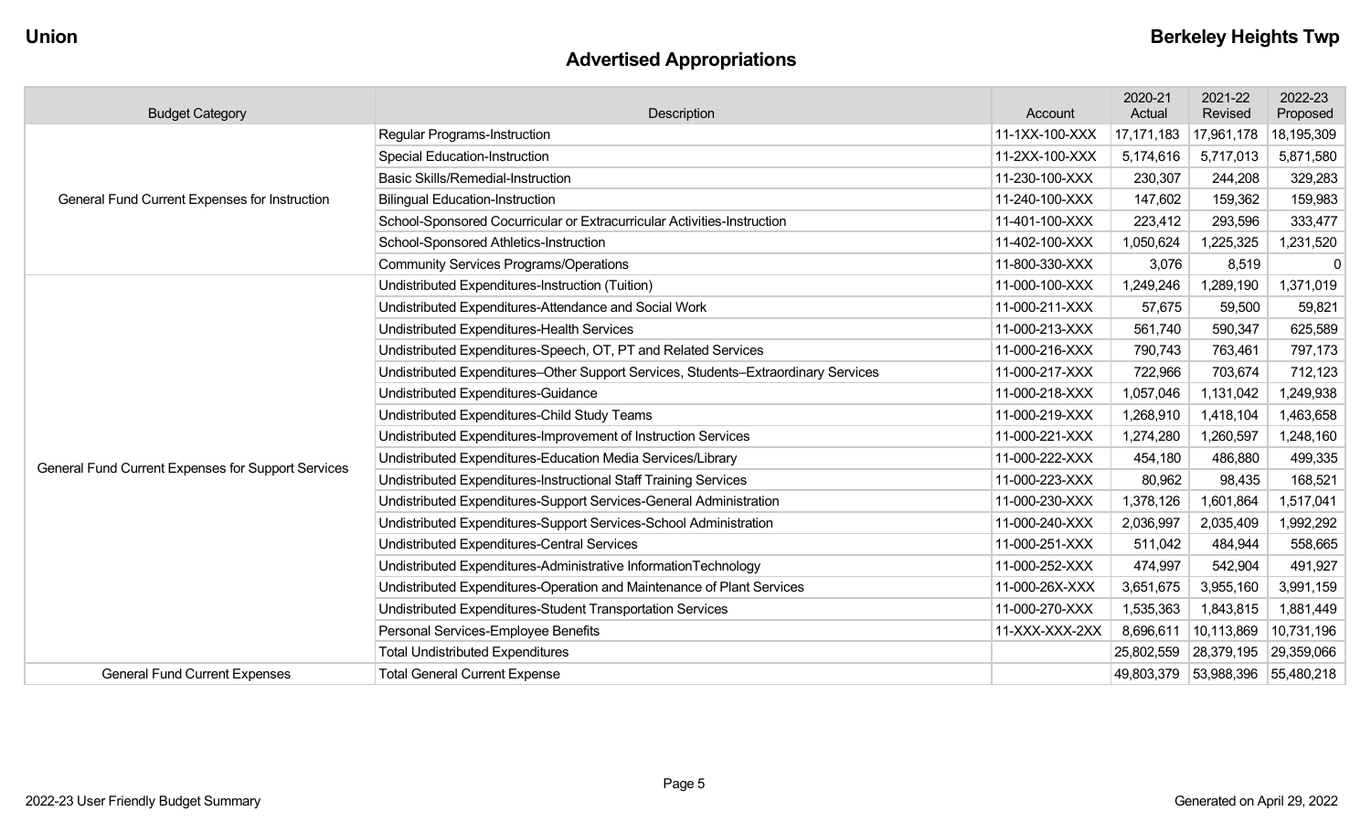# Advertised Appropriations

| Budget Category | Description | Account | 2020-21 Actual | 2021-22 Revised | 2022-23 Proposed |
|---|---|---|---|---|---|
| General Fund Current Expenses for Instruction | Regular Programs-Instruction | 11-1XX-100-XXX | 17,171,183 | 17,961,178 | 18,195,309 |
| | Special Education-Instruction | 11-2XX-100-XXX | 5,174,616 | 5,717,013 | 5,871,580 |
| | Basic Skills/Remedial-Instruction | 11-230-100-XXX | 230,307 | 244,208 | 329,283 |
| | Bilingual Education-Instruction | 11-240-100-XXX | 147,602 | 159,362 | 159,983 |
| | School-Sponsored Cocurricular or Extracurricular Activities-Instruction | 11-401-100-XXX | 223,412 | 293,596 | 333,477 |
| | School-Sponsored Athletics-Instruction | 11-402-100-XXX | 1,050,624 | 1,225,325 | 1,231,520 |
| | Community Services Programs/Operations | 11-800-330-XXX | 3,076 | 8,519 | 0 |
| General Fund Current Expenses for Support Services | Undistributed Expenditures-Instruction (Tuition) | 11-000-100-XXX | 1,249,246 | 1,289,190 | 1,371,019 |
| | Undistributed Expenditures-Attendance and Social Work | 11-000-211-XXX | 57,675 | 59,500 | 59,821 |
| | Undistributed Expenditures-Health Services | 11-000-213-XXX | 561,740 | 590,347 | 625,589 |
| | Undistributed Expenditures-Speech, OT, PT and Related Services | 11-000-216-XXX | 790,743 | 763,461 | 797,173 |
| | Undistributed Expenditures–Other Support Services, Students–Extraordinary Services | 11-000-217-XXX | 722,966 | 703,674 | 712,123 |
| | Undistributed Expenditures-Guidance | 11-000-218-XXX | 1,057,046 | 1,131,042 | 1,249,938 |
| | Undistributed Expenditures-Child Study Teams | 11-000-219-XXX | 1,268,910 | 1,418,104 | 1,463,658 |
| | Undistributed Expenditures-Improvement of Instruction Services | 11-000-221-XXX | 1,274,280 | 1,260,597 | 1,248,160 |
| | Undistributed Expenditures-Education Media Services/Library | 11-000-222-XXX | 454,180 | 486,880 | 499,335 |
| | Undistributed Expenditures-Instructional Staff Training Services | 11-000-223-XXX | 80,962 | 98,435 | 168,521 |
| | Undistributed Expenditures-Support Services-General Administration | 11-000-230-XXX | 1,378,126 | 1,601,864 | 1,517,041 |
| | Undistributed Expenditures-Support Services-School Administration | 11-000-240-XXX | 2,036,997 | 2,035,409 | 1,992,292 |
| | Undistributed Expenditures-Central Services | 11-000-251-XXX | 511,042 | 484,944 | 558,665 |
| | Undistributed Expenditures-Administrative InformationTechnology | 11-000-252-XXX | 474,997 | 542,904 | 491,927 |
| | Undistributed Expenditures-Operation and Maintenance of Plant Services | 11-000-26X-XXX | 3,651,675 | 3,955,160 | 3,991,159 |
| | Undistributed Expenditures-Student Transportation Services | 11-000-270-XXX | 1,535,363 | 1,843,815 | 1,881,449 |
| | Personal Services-Employee Benefits | 11-XXX-XXX-2XX | 8,696,611 | 10,113,869 | 10,731,196 |
| | Total Undistributed Expenditures | | 25,802,559 | 28,379,195 | 29,359,066 |
| General Fund Current Expenses | Total General Current Expense | | 49,803,379 | 53,988,396 | 55,480,218 |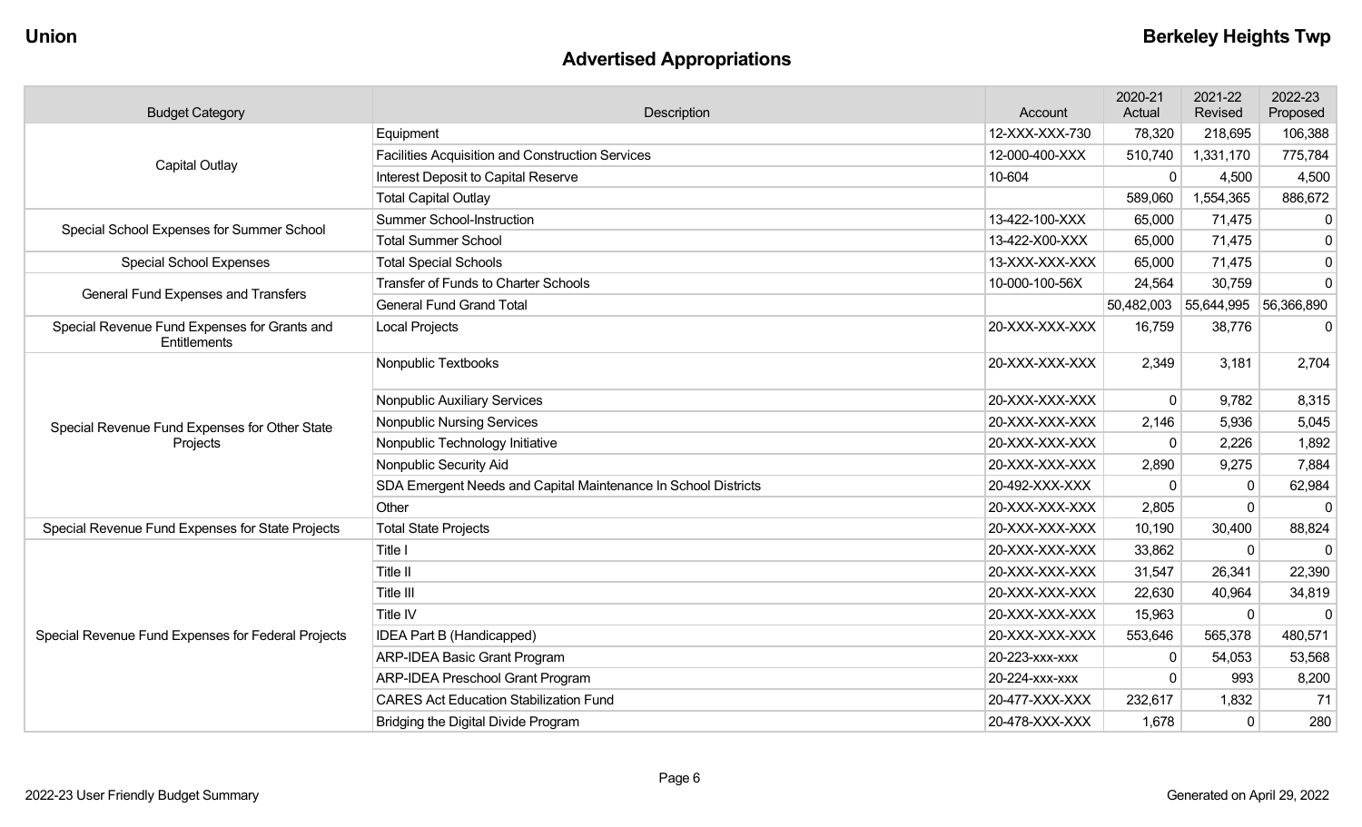## Advertised Appropriations

| Budget Category | Description | Account | 2020-21 Actual | 2021-22 Revised | 2022-23 Proposed |
|---|---|---|---|---|---|
| Capital Outlay | Equipment | 12-XXX-XXX-730 | 78,320 | 218,695 | 106,388 |
| | Facilities Acquisition and Construction Services | 12-000-400-XXX | 510,740 | 1,331,170 | 775,784 |
| | Interest Deposit to Capital Reserve | 10-604 | 0 | 4,500 | 4,500 |
| | Total Capital Outlay | | 589,060 | 1,554,365 | 886,672 |
| Special School Expenses for Summer School | Summer School-Instruction | 13-422-100-XXX | 65,000 | 71,475 | 0 |
| | Total Summer School | 13-422-X00-XXX | 65,000 | 71,475 | 0 |
| Special School Expenses | Total Special Schools | 13-XXX-XXX-XXX | 65,000 | 71,475 | 0 |
| General Fund Expenses and Transfers | Transfer of Funds to Charter Schools | 10-000-100-56X | 24,564 | 30,759 | 0 |
| | General Fund Grand Total | | 50,482,003 | 55,644,995 | 56,366,890 |
| Special Revenue Fund Expenses for Grants and Entitlements | Local Projects | 20-XXX-XXX-XXX | 16,759 | 38,776 | 0 |
| Special Revenue Fund Expenses for Other State Projects | Nonpublic Textbooks | 20-XXX-XXX-XXX | 2,349 | 3,181 | 2,704 |
| | Nonpublic Auxiliary Services | 20-XXX-XXX-XXX | 0 | 9,782 | 8,315 |
| | Nonpublic Nursing Services | 20-XXX-XXX-XXX | 2,146 | 5,936 | 5,045 |
| | Nonpublic Technology Initiative | 20-XXX-XXX-XXX | 0 | 2,226 | 1,892 |
| | Nonpublic Security Aid | 20-XXX-XXX-XXX | 2,890 | 9,275 | 7,884 |
| | SDA Emergent Needs and Capital Maintenance In School Districts | 20-492-XXX-XXX | 0 | 0 | 62,984 |
| | Other | 20-XXX-XXX-XXX | 2,805 | 0 | 0 |
| Special Revenue Fund Expenses for State Projects | Total State Projects | 20-XXX-XXX-XXX | 10,190 | 30,400 | 88,824 |
| Special Revenue Fund Expenses for Federal Projects | Title I | 20-XXX-XXX-XXX | 33,862 | 0 | 0 |
| | Title II | 20-XXX-XXX-XXX | 31,547 | 26,341 | 22,390 |
| | Title III | 20-XXX-XXX-XXX | 22,630 | 40,964 | 34,819 |
| | Title IV | 20-XXX-XXX-XXX | 15,963 | 0 | 0 |
| | IDEA Part B (Handicapped) | 20-XXX-XXX-XXX | 553,646 | 565,378 | 480,571 |
| | ARP-IDEA Basic Grant Program | 20-223-xxx-xxx | 0 | 54,053 | 53,568 |
| | ARP-IDEA Preschool Grant Program | 20-224-xxx-xxx | 0 | 993 | 8,200 |
| | CARES Act Education Stabilization Fund | 20-477-XXX-XXX | 232,617 | 1,832 | 71 |
| | Bridging the Digital Divide Program | 20-478-XXX-XXX | 1,678 | 0 | 280 |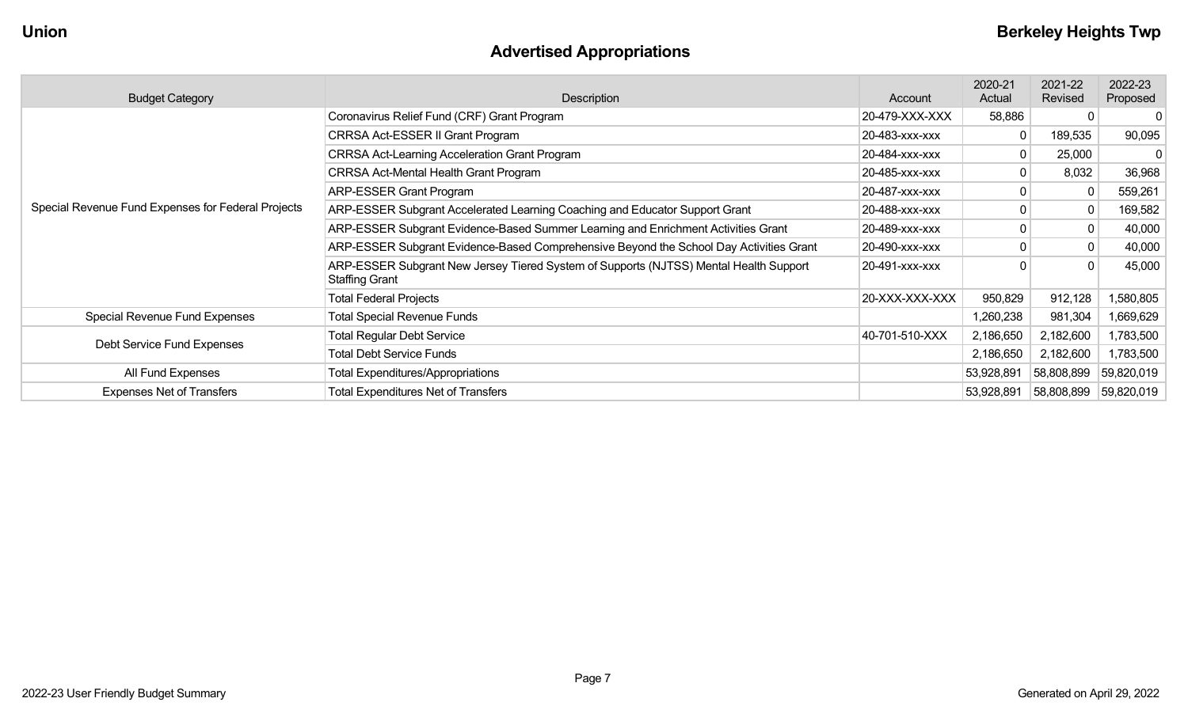**Union** **Berkeley Heights Twp**

## Advertised Appropriations

| Budget Category | Description | Account | 2020-21 Actual | 2021-22 Revised | 2022-23 Proposed |
|---|---|---|---|---|---|
| Special Revenue Fund Expenses for Federal Projects | Coronavirus Relief Fund (CRF) Grant Program | 20-479-XXX-XXX | 58,886 | 0 | 0 |
| | CRRSA Act-ESSER II Grant Program | 20-483-xxx-xxx | 0 | 189,535 | 90,095 |
| | CRRSA Act-Learning Acceleration Grant Program | 20-484-xxx-xxx | 0 | 25,000 | 0 |
| | CRRSA Act-Mental Health Grant Program | 20-485-xxx-xxx | 0 | 8,032 | 36,968 |
| | ARP-ESSER Grant Program | 20-487-xxx-xxx | 0 | 0 | 559,261 |
| | ARP-ESSER Subgrant Accelerated Learning Coaching and Educator Support Grant | 20-488-xxx-xxx | 0 | 0 | 169,582 |
| | ARP-ESSER Subgrant Evidence-Based Summer Learning and Enrichment Activities Grant | 20-489-xxx-xxx | 0 | 0 | 40,000 |
| | ARP-ESSER Subgrant Evidence-Based Comprehensive Beyond the School Day Activities Grant | 20-490-xxx-xxx | 0 | 0 | 40,000 |
| | ARP-ESSER Subgrant New Jersey Tiered System of Supports (NJTSS) Mental Health Support Staffing Grant | 20-491-xxx-xxx | 0 | 0 | 45,000 |
| | Total Federal Projects | 20-XXX-XXX-XXX | 950,829 | 912,128 | 1,580,805 |
| Special Revenue Fund Expenses | Total Special Revenue Funds | | 1,260,238 | 981,304 | 1,669,629 |
| Debt Service Fund Expenses | Total Regular Debt Service | 40-701-510-XXX | 2,186,650 | 2,182,600 | 1,783,500 |
| | Total Debt Service Funds | | 2,186,650 | 2,182,600 | 1,783,500 |
| All Fund Expenses | Total Expenditures/Appropriations | | 53,928,891 | 58,808,899 | 59,820,019 |
| Expenses Net of Transfers | Total Expenditures Net of Transfers | | 53,928,891 | 58,808,899 | 59,820,019 |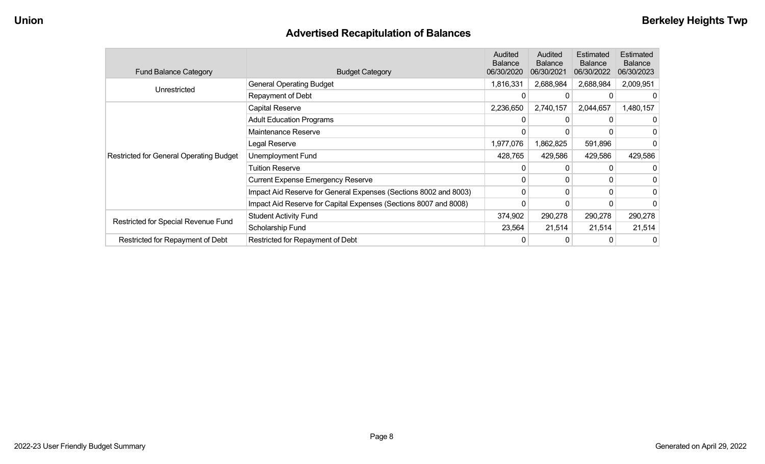## Advertised Recapitulation of Balances

| Fund Balance Category | Budget Category | Audited Balance 06/30/2020 | Audited Balance 06/30/2021 | Estimated Balance 06/30/2022 | Estimated Balance 06/30/2023 |
|---|---|---|---|---|---|
| Unrestricted | General Operating Budget | 1,816,331 | 2,688,984 | 2,688,984 | 2,009,951 |
| | Repayment of Debt | 0 | 0 | 0 | 0 |
| Restricted for General Operating Budget | Capital Reserve | 2,236,650 | 2,740,157 | 2,044,657 | 1,480,157 |
| | Adult Education Programs | 0 | 0 | 0 | 0 |
| | Maintenance Reserve | 0 | 0 | 0 | 0 |
| | Legal Reserve | 1,977,076 | 1,862,825 | 591,896 | 0 |
| | Unemployment Fund | 428,765 | 429,586 | 429,586 | 429,586 |
| | Tuition Reserve | 0 | 0 | 0 | 0 |
| | Current Expense Emergency Reserve | 0 | 0 | 0 | 0 |
| | Impact Aid Reserve for General Expenses (Sections 8002 and 8003) | 0 | 0 | 0 | 0 |
| | Impact Aid Reserve for Capital Expenses (Sections 8007 and 8008) | 0 | 0 | 0 | 0 |
| Restricted for Special Revenue Fund | Student Activity Fund | 374,902 | 290,278 | 290,278 | 290,278 |
| | Scholarship Fund | 23,564 | 21,514 | 21,514 | 21,514 |
| Restricted for Repayment of Debt | Restricted for Repayment of Debt | 0 | 0 | 0 | 0 |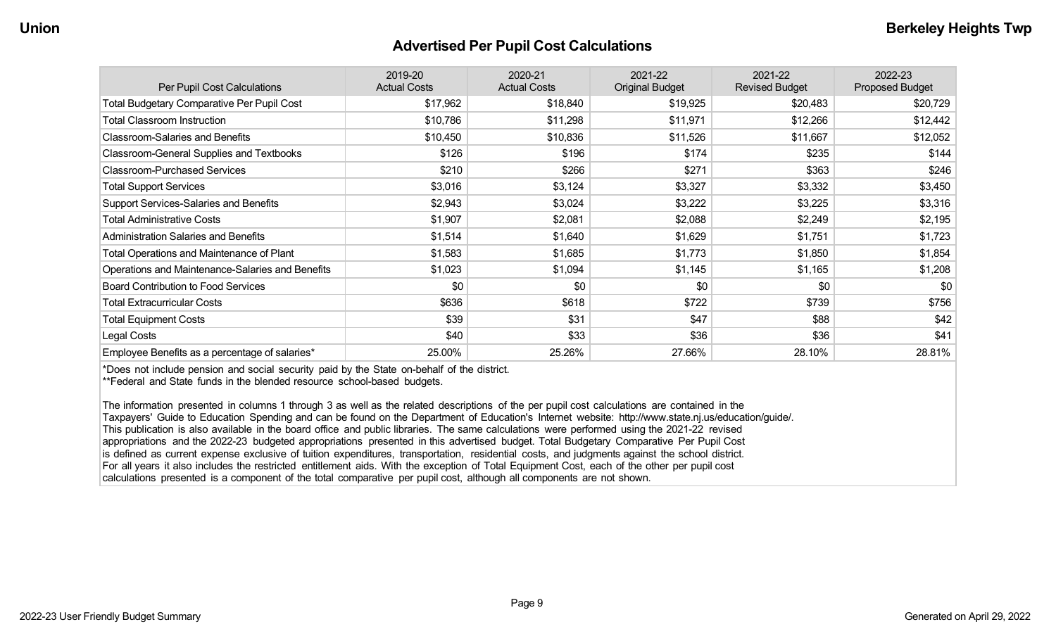## Advertised Per Pupil Cost Calculations

| Per Pupil Cost Calculations | 2019-20 Actual Costs | 2020-21 Actual Costs | 2021-22 Original Budget | 2021-22 Revised Budget | 2022-23 Proposed Budget |
|---|---|---|---|---|---|
| Total Budgetary Comparative Per Pupil Cost | $17,962 | $18,840 | $19,925 | $20,483 | $20,729 |
| Total Classroom Instruction | $10,786 | $11,298 | $11,971 | $12,266 | $12,442 |
| Classroom-Salaries and Benefits | $10,450 | $10,836 | $11,526 | $11,667 | $12,052 |
| Classroom-General Supplies and Textbooks | $126 | $196 | $174 | $235 | $144 |
| Classroom-Purchased Services | $210 | $266 | $271 | $363 | $246 |
| Total Support Services | $3,016 | $3,124 | $3,327 | $3,332 | $3,450 |
| Support Services-Salaries and Benefits | $2,943 | $3,024 | $3,222 | $3,225 | $3,316 |
| Total Administrative Costs | $1,907 | $2,081 | $2,088 | $2,249 | $2,195 |
| Administration Salaries and Benefits | $1,514 | $1,640 | $1,629 | $1,751 | $1,723 |
| Total Operations and Maintenance of Plant | $1,583 | $1,685 | $1,773 | $1,850 | $1,854 |
| Operations and Maintenance-Salaries and Benefits | $1,023 | $1,094 | $1,145 | $1,165 | $1,208 |
| Board Contribution to Food Services | $0 | $0 | $0 | $0 | $0 |
| Total Extracurricular Costs | $636 | $618 | $722 | $739 | $756 |
| Total Equipment Costs | $39 | $31 | $47 | $88 | $42 |
| Legal Costs | $40 | $33 | $36 | $36 | $41 |
| Employee Benefits as a percentage of salaries* | 25.00% | 25.26% | 27.66% | 28.10% | 28.81% |

*Does not include pension and social security paid by the State on-behalf of the district.
**Federal and State funds in the blended resource school-based budgets.

The information presented in columns 1 through 3 as well as the related descriptions of the per pupil cost calculations are contained in the Taxpayers' Guide to Education Spending and can be found on the Department of Education's Internet website: http://www.state.nj.us/education/guide/. This publication is also available in the board office and public libraries. The same calculations were performed using the 2021-22 revised appropriations and the 2022-23 budgeted appropriations presented in this advertised budget. Total Budgetary Comparative Per Pupil Cost is defined as current expense exclusive of tuition expenditures, transportation, residential costs, and judgments against the school district. For all years it also includes the restricted entitlement aids. With the exception of Total Equipment Cost, each of the other per pupil cost calculations presented is a component of the total comparative per pupil cost, although all components are not shown.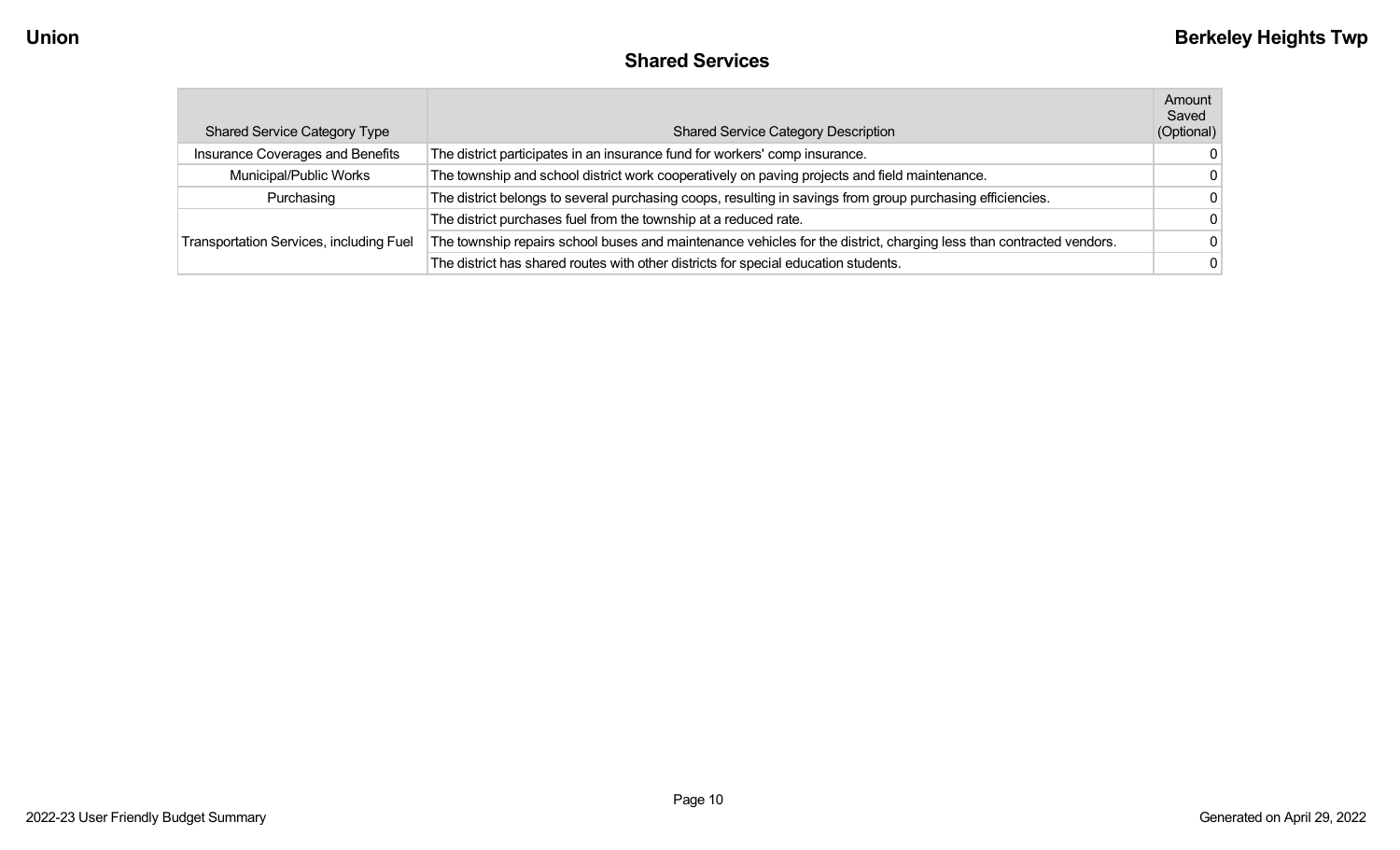## Shared Services

| Shared Service Category Type | Shared Service Category Description | Amount Saved (Optional) |
|---|---|---|
| Insurance Coverages and Benefits | The district participates in an insurance fund for workers' comp insurance. | 0 |
| Municipal/Public Works | The township and school district work cooperatively on paving projects and field maintenance. | 0 |
| Purchasing | The district belongs to several purchasing coops, resulting in savings from group purchasing efficiencies. | 0 |
| Transportation Services, including Fuel | The district purchases fuel from the township at a reduced rate. | 0 |
| | The township repairs school buses and maintenance vehicles for the district, charging less than contracted vendors. | 0 |
| | The district has shared routes with other districts for special education students. | 0 |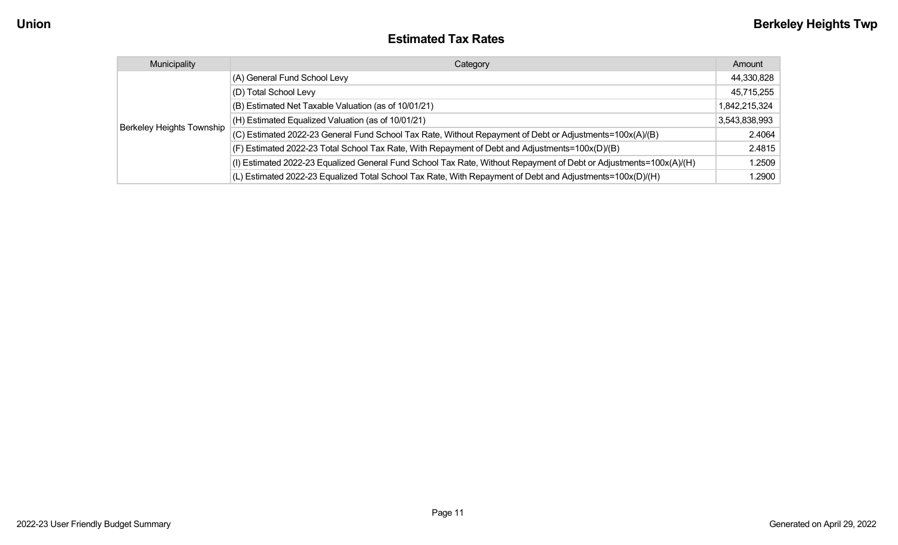## Estimated Tax Rates

| Municipality | Category | Amount |
|---|---|---|
| Berkeley Heights Township | (A) General Fund School Levy | 44,330,828 |
| | (D) Total School Levy | 45,715,255 |
| | (B) Estimated Net Taxable Valuation (as of 10/01/21) | 1,842,215,324 |
| | (H) Estimated Equalized Valuation (as of 10/01/21) | 3,543,838,993 |
| | (C) Estimated 2022-23 General Fund School Tax Rate, Without Repayment of Debt or Adjustments=100x(A)/(B) | 2.4064 |
| | (F) Estimated 2022-23 Total School Tax Rate, With Repayment of Debt and Adjustments=100x(D)/(B) | 2.4815 |
| | (I) Estimated 2022-23 Equalized General Fund School Tax Rate, Without Repayment of Debt or Adjustments=100x(A)/(H) | 1.2509 |
| | (L) Estimated 2022-23 Equalized Total School Tax Rate, With Repayment of Debt and Adjustments=100x(D)/(H) | 1.2900 |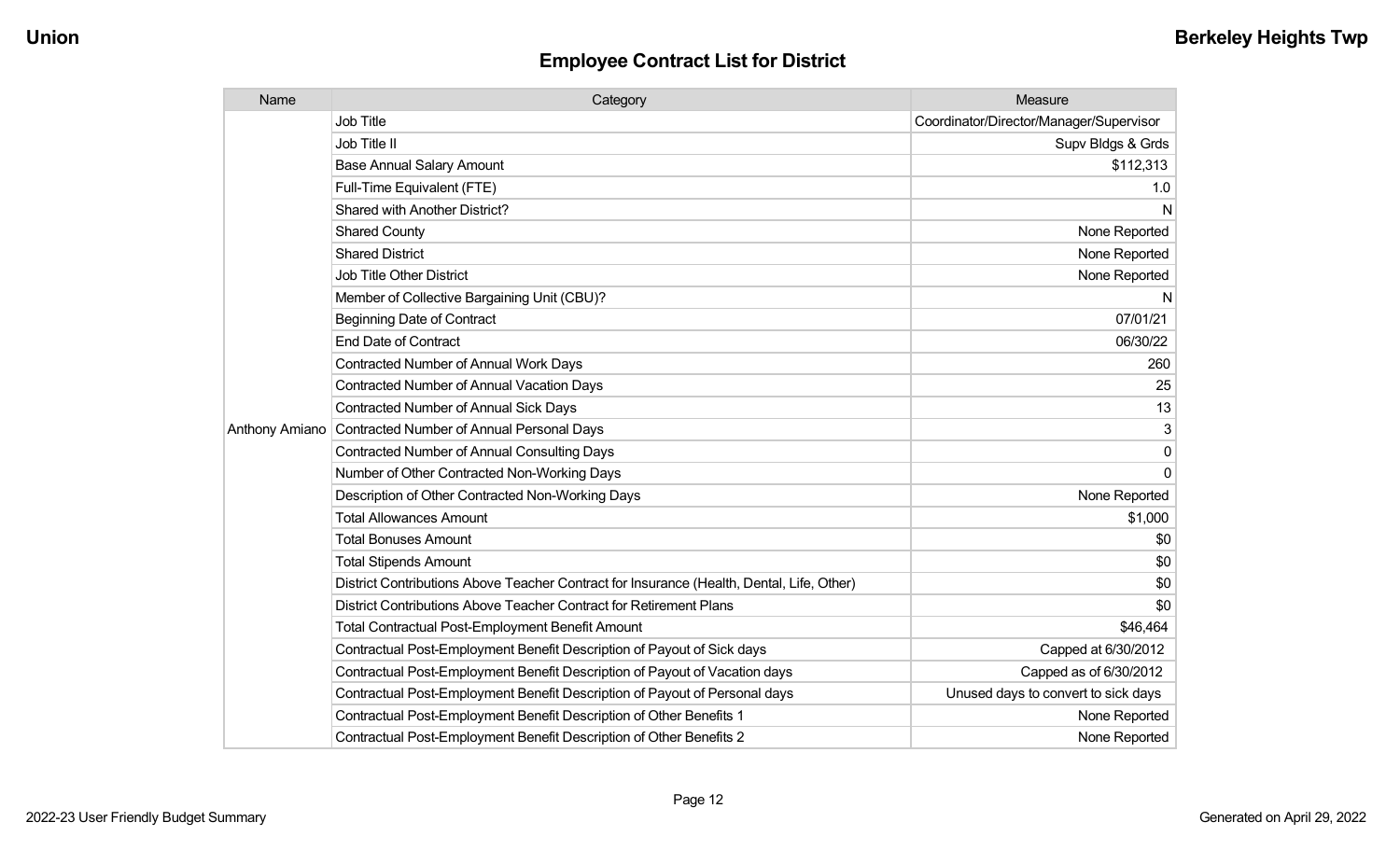# Employee Contract List for District

| Name | Category | Measure |
|---|---|---|
| Anthony Amiano | Job Title | Coordinator/Director/Manager/Supervisor |
| | Job Title II | Supv Bldgs & Grds |
| | Base Annual Salary Amount | $112,313 |
| | Full-Time Equivalent (FTE) | 1.0 |
| | Shared with Another District? | N |
| | Shared County | None Reported |
| | Shared District | None Reported |
| | Job Title Other District | None Reported |
| | Member of Collective Bargaining Unit (CBU)? | N |
| | Beginning Date of Contract | 07/01/21 |
| | End Date of Contract | 06/30/22 |
| | Contracted Number of Annual Work Days | 260 |
| | Contracted Number of Annual Vacation Days | 25 |
| | Contracted Number of Annual Sick Days | 13 |
| | Contracted Number of Annual Personal Days | 3 |
| | Contracted Number of Annual Consulting Days | 0 |
| | Number of Other Contracted Non-Working Days | 0 |
| | Description of Other Contracted Non-Working Days | None Reported |
| | Total Allowances Amount | $1,000 |
| | Total Bonuses Amount | $0 |
| | Total Stipends Amount | $0 |
| | District Contributions Above Teacher Contract for Insurance (Health, Dental, Life, Other) | $0 |
| | District Contributions Above Teacher Contract for Retirement Plans | $0 |
| | Total Contractual Post-Employment Benefit Amount | $46,464 |
| | Contractual Post-Employment Benefit Description of Payout of Sick days | Capped at 6/30/2012 |
| | Contractual Post-Employment Benefit Description of Payout of Vacation days | Capped as of 6/30/2012 |
| | Contractual Post-Employment Benefit Description of Payout of Personal days | Unused days to convert to sick days |
| | Contractual Post-Employment Benefit Description of Other Benefits 1 | None Reported |
| | Contractual Post-Employment Benefit Description of Other Benefits 2 | None Reported |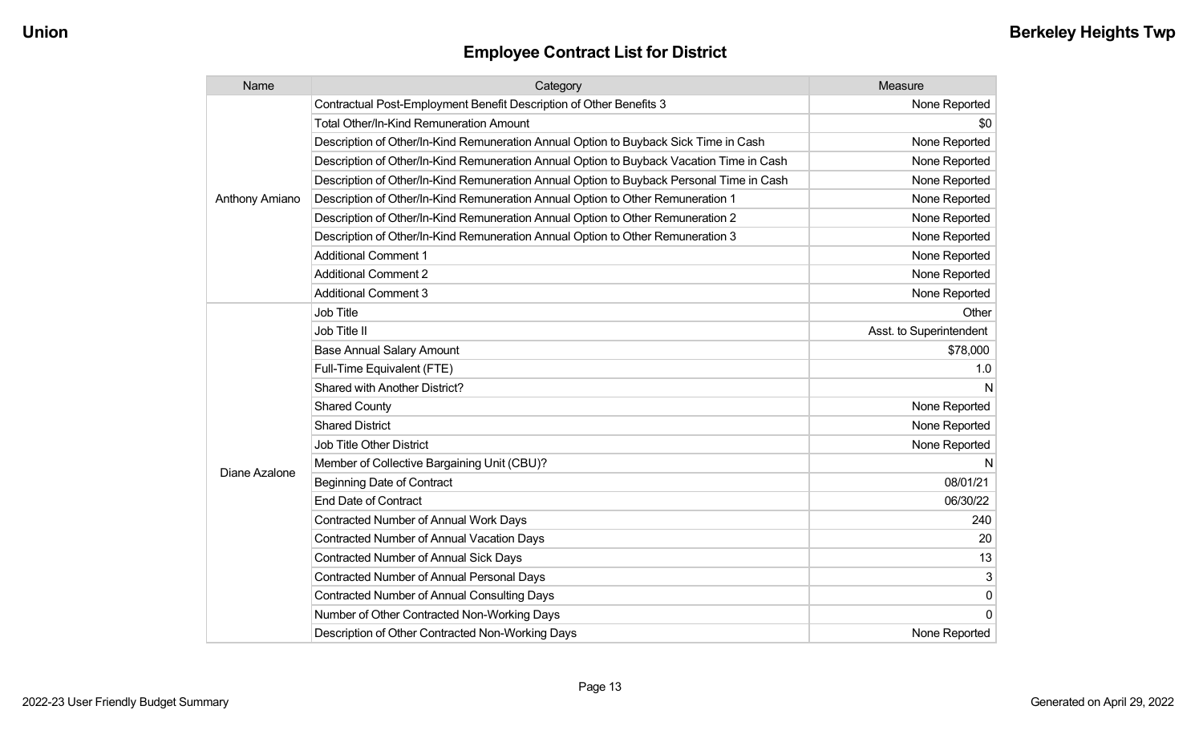## Employee Contract List for District

| Name | Category | Measure |
|---|---|---|
| Anthony Amiano | Contractual Post-Employment Benefit Description of Other Benefits 3 | None Reported |
| | Total Other/In-Kind Remuneration Amount | $0 |
| | Description of Other/In-Kind Remuneration Annual Option to Buyback Sick Time in Cash | None Reported |
| | Description of Other/In-Kind Remuneration Annual Option to Buyback Vacation Time in Cash | None Reported |
| | Description of Other/In-Kind Remuneration Annual Option to Buyback Personal Time in Cash | None Reported |
| | Description of Other/In-Kind Remuneration Annual Option to Other Remuneration 1 | None Reported |
| | Description of Other/In-Kind Remuneration Annual Option to Other Remuneration 2 | None Reported |
| | Description of Other/In-Kind Remuneration Annual Option to Other Remuneration 3 | None Reported |
| | Additional Comment 1 | None Reported |
| | Additional Comment 2 | None Reported |
| | Additional Comment 3 | None Reported |
| Diane Azalone | Job Title | Other |
| | Job Title II | Asst. to Superintendent |
| | Base Annual Salary Amount | $78,000 |
| | Full-Time Equivalent (FTE) | 1.0 |
| | Shared with Another District? | N |
| | Shared County | None Reported |
| | Shared District | None Reported |
| | Job Title Other District | None Reported |
| | Member of Collective Bargaining Unit (CBU)? | N |
| | Beginning Date of Contract | 08/01/21 |
| | End Date of Contract | 06/30/22 |
| | Contracted Number of Annual Work Days | 240 |
| | Contracted Number of Annual Vacation Days | 20 |
| | Contracted Number of Annual Sick Days | 13 |
| | Contracted Number of Annual Personal Days | 3 |
| | Contracted Number of Annual Consulting Days | 0 |
| | Number of Other Contracted Non-Working Days | 0 |
| | Description of Other Contracted Non-Working Days | None Reported |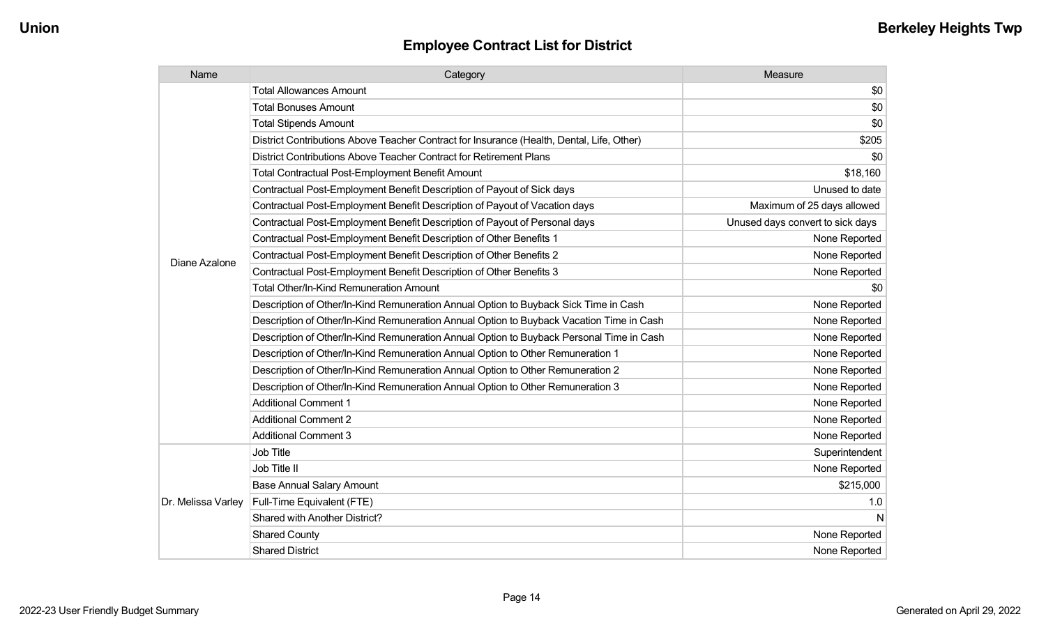## Employee Contract List for District

| Name | Category | Measure |
|---|---|---|
| Diane Azalone | Total Allowances Amount | $0 |
| | Total Bonuses Amount | $0 |
| | Total Stipends Amount | $0 |
| | District Contributions Above Teacher Contract for Insurance (Health, Dental, Life, Other) | $205 |
| | District Contributions Above Teacher Contract for Retirement Plans | $0 |
| | Total Contractual Post-Employment Benefit Amount | $18,160 |
| | Contractual Post-Employment Benefit Description of Payout of Sick days | Unused to date |
| | Contractual Post-Employment Benefit Description of Payout of Vacation days | Maximum of 25 days allowed |
| | Contractual Post-Employment Benefit Description of Payout of Personal days | Unused days convert to sick days |
| | Contractual Post-Employment Benefit Description of Other Benefits 1 | None Reported |
| | Contractual Post-Employment Benefit Description of Other Benefits 2 | None Reported |
| | Contractual Post-Employment Benefit Description of Other Benefits 3 | None Reported |
| | Total Other/In-Kind Remuneration Amount | $0 |
| | Description of Other/In-Kind Remuneration Annual Option to Buyback Sick Time in Cash | None Reported |
| | Description of Other/In-Kind Remuneration Annual Option to Buyback Vacation Time in Cash | None Reported |
| | Description of Other/In-Kind Remuneration Annual Option to Buyback Personal Time in Cash | None Reported |
| | Description of Other/In-Kind Remuneration Annual Option to Other Remuneration 1 | None Reported |
| | Description of Other/In-Kind Remuneration Annual Option to Other Remuneration 2 | None Reported |
| | Description of Other/In-Kind Remuneration Annual Option to Other Remuneration 3 | None Reported |
| | Additional Comment 1 | None Reported |
| | Additional Comment 2 | None Reported |
| | Additional Comment 3 | None Reported |
| Dr. Melissa Varley | Job Title | Superintendent |
| | Job Title II | None Reported |
| | Base Annual Salary Amount | $215,000 |
| | Full-Time Equivalent (FTE) | 1.0 |
| | Shared with Another District? | N |
| | Shared County | None Reported |
| | Shared District | None Reported |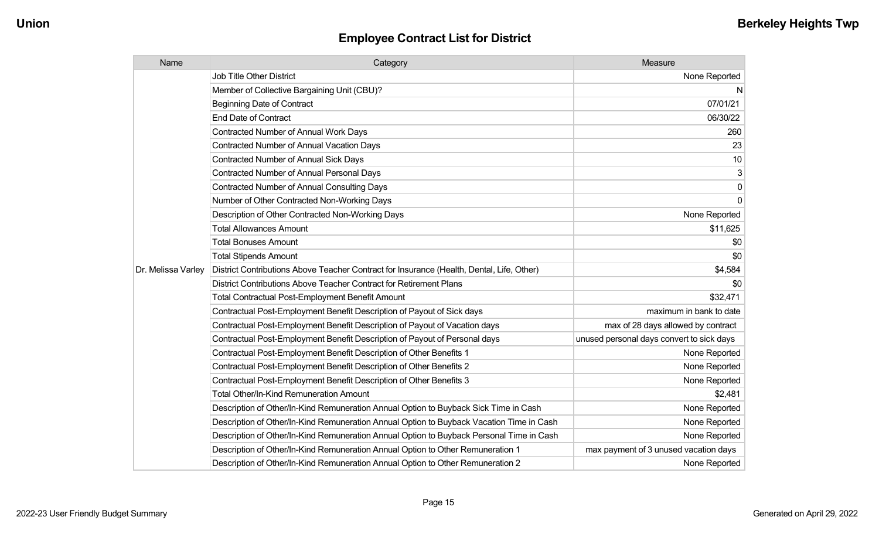## Employee Contract List for District

| Name | Category | Measure |
|---|---|---|
| Dr. Melissa Varley | Job Title Other District | None Reported |
| | Member of Collective Bargaining Unit (CBU)? | N |
| | Beginning Date of Contract | 07/01/21 |
| | End Date of Contract | 06/30/22 |
| | Contracted Number of Annual Work Days | 260 |
| | Contracted Number of Annual Vacation Days | 23 |
| | Contracted Number of Annual Sick Days | 10 |
| | Contracted Number of Annual Personal Days | 3 |
| | Contracted Number of Annual Consulting Days | 0 |
| | Number of Other Contracted Non-Working Days | 0 |
| | Description of Other Contracted Non-Working Days | None Reported |
| | Total Allowances Amount | $11,625 |
| | Total Bonuses Amount | $0 |
| | Total Stipends Amount | $0 |
| | District Contributions Above Teacher Contract for Insurance (Health, Dental, Life, Other) | $4,584 |
| | District Contributions Above Teacher Contract for Retirement Plans | $0 |
| | Total Contractual Post-Employment Benefit Amount | $32,471 |
| | Contractual Post-Employment Benefit Description of Payout of Sick days | maximum in bank to date |
| | Contractual Post-Employment Benefit Description of Payout of Vacation days | max of 28 days allowed by contract |
| | Contractual Post-Employment Benefit Description of Payout of Personal days | unused personal days convert to sick days |
| | Contractual Post-Employment Benefit Description of Other Benefits 1 | None Reported |
| | Contractual Post-Employment Benefit Description of Other Benefits 2 | None Reported |
| | Contractual Post-Employment Benefit Description of Other Benefits 3 | None Reported |
| | Total Other/In-Kind Remuneration Amount | $2,481 |
| | Description of Other/In-Kind Remuneration Annual Option to Buyback Sick Time in Cash | None Reported |
| | Description of Other/In-Kind Remuneration Annual Option to Buyback Vacation Time in Cash | None Reported |
| | Description of Other/In-Kind Remuneration Annual Option to Buyback Personal Time in Cash | None Reported |
| | Description of Other/In-Kind Remuneration Annual Option to Other Remuneration 1 | max payment of 3 unused vacation days |
| | Description of Other/In-Kind Remuneration Annual Option to Other Remuneration 2 | None Reported |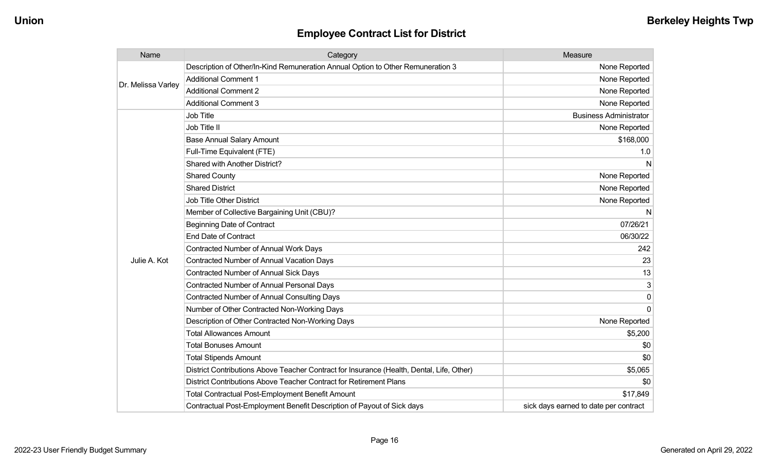## Employee Contract List for District

| Name | Category | Measure |
|---|---|---|
| Dr. Melissa Varley | Description of Other/In-Kind Remuneration Annual Option to Other Remuneration 3 | None Reported |
| | Additional Comment 1 | None Reported |
| | Additional Comment 2 | None Reported |
| | Additional Comment 3 | None Reported |
| Julie A. Kot | Job Title | Business Administrator |
| | Job Title II | None Reported |
| | Base Annual Salary Amount | $168,000 |
| | Full-Time Equivalent (FTE) | 1.0 |
| | Shared with Another District? | N |
| | Shared County | None Reported |
| | Shared District | None Reported |
| | Job Title Other District | None Reported |
| | Member of Collective Bargaining Unit (CBU)? | N |
| | Beginning Date of Contract | 07/26/21 |
| | End Date of Contract | 06/30/22 |
| | Contracted Number of Annual Work Days | 242 |
| | Contracted Number of Annual Vacation Days | 23 |
| | Contracted Number of Annual Sick Days | 13 |
| | Contracted Number of Annual Personal Days | 3 |
| | Contracted Number of Annual Consulting Days | 0 |
| | Number of Other Contracted Non-Working Days | 0 |
| | Description of Other Contracted Non-Working Days | None Reported |
| | Total Allowances Amount | $5,200 |
| | Total Bonuses Amount | $0 |
| | Total Stipends Amount | $0 |
| | District Contributions Above Teacher Contract for Insurance (Health, Dental, Life, Other) | $5,065 |
| | District Contributions Above Teacher Contract for Retirement Plans | $0 |
| | Total Contractual Post-Employment Benefit Amount | $17,849 |
| | Contractual Post-Employment Benefit Description of Payout of Sick days | sick days earned to date per contract |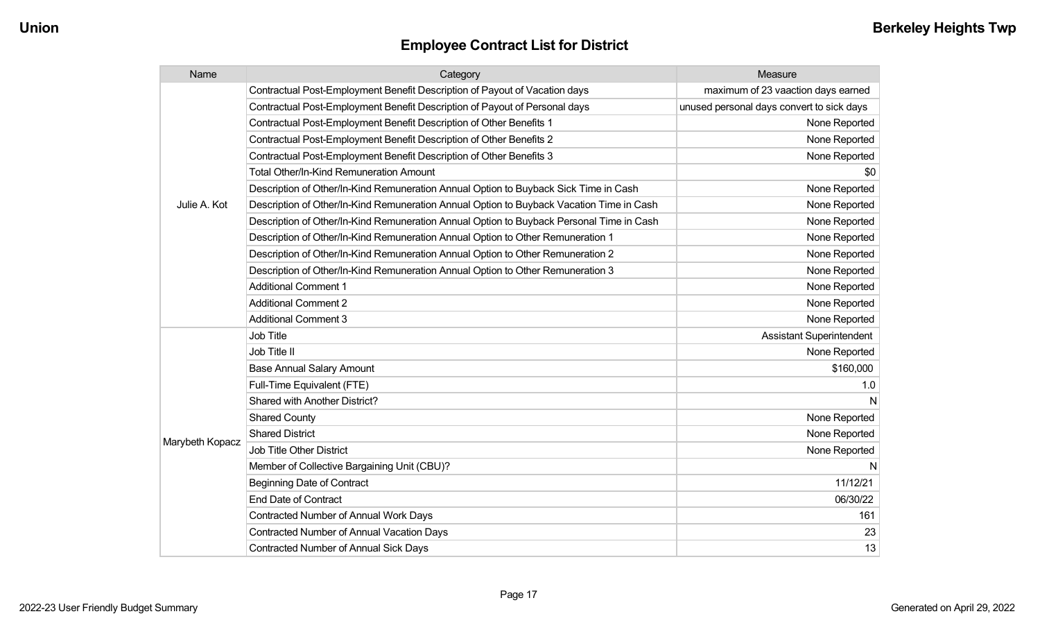## Employee Contract List for District

| Name | Category | Measure |
|---|---|---|
| Julie A. Kot | Contractual Post-Employment Benefit Description of Payout of Vacation days | maximum of 23 vaaction days earned |
| | Contractual Post-Employment Benefit Description of Payout of Personal days | unused personal days convert to sick days |
| | Contractual Post-Employment Benefit Description of Other Benefits 1 | None Reported |
| | Contractual Post-Employment Benefit Description of Other Benefits 2 | None Reported |
| | Contractual Post-Employment Benefit Description of Other Benefits 3 | None Reported |
| | Total Other/In-Kind Remuneration Amount | $0 |
| | Description of Other/In-Kind Remuneration Annual Option to Buyback Sick Time in Cash | None Reported |
| | Description of Other/In-Kind Remuneration Annual Option to Buyback Vacation Time in Cash | None Reported |
| | Description of Other/In-Kind Remuneration Annual Option to Buyback Personal Time in Cash | None Reported |
| | Description of Other/In-Kind Remuneration Annual Option to Other Remuneration 1 | None Reported |
| | Description of Other/In-Kind Remuneration Annual Option to Other Remuneration 2 | None Reported |
| | Description of Other/In-Kind Remuneration Annual Option to Other Remuneration 3 | None Reported |
| | Additional Comment 1 | None Reported |
| | Additional Comment 2 | None Reported |
| | Additional Comment 3 | None Reported |
| Marybeth Kopacz | Job Title | Assistant Superintendent |
| | Job Title II | None Reported |
| | Base Annual Salary Amount | $160,000 |
| | Full-Time Equivalent (FTE) | 1.0 |
| | Shared with Another District? | N |
| | Shared County | None Reported |
| | Shared District | None Reported |
| | Job Title Other District | None Reported |
| | Member of Collective Bargaining Unit (CBU)? | N |
| | Beginning Date of Contract | 11/12/21 |
| | End Date of Contract | 06/30/22 |
| | Contracted Number of Annual Work Days | 161 |
| | Contracted Number of Annual Vacation Days | 23 |
| | Contracted Number of Annual Sick Days | 13 |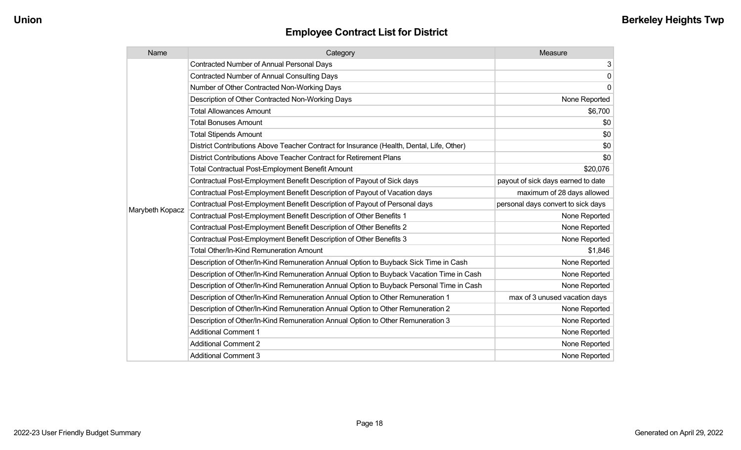## Employee Contract List for District

| Name | Category | Measure |
|---|---|---|
| Marybeth Kopacz | Contracted Number of Annual Personal Days | 3 |
| | Contracted Number of Annual Consulting Days | 0 |
| | Number of Other Contracted Non-Working Days | 0 |
| | Description of Other Contracted Non-Working Days | None Reported |
| | Total Allowances Amount | $6,700 |
| | Total Bonuses Amount | $0 |
| | Total Stipends Amount | $0 |
| | District Contributions Above Teacher Contract for Insurance (Health, Dental, Life, Other) | $0 |
| | District Contributions Above Teacher Contract for Retirement Plans | $0 |
| | Total Contractual Post-Employment Benefit Amount | $20,076 |
| | Contractual Post-Employment Benefit Description of Payout of Sick days | payout of sick days earned to date |
| | Contractual Post-Employment Benefit Description of Payout of Vacation days | maximum of 28 days allowed |
| | Contractual Post-Employment Benefit Description of Payout of Personal days | personal days convert to sick days |
| | Contractual Post-Employment Benefit Description of Other Benefits 1 | None Reported |
| | Contractual Post-Employment Benefit Description of Other Benefits 2 | None Reported |
| | Contractual Post-Employment Benefit Description of Other Benefits 3 | None Reported |
| | Total Other/In-Kind Remuneration Amount | $1,846 |
| | Description of Other/In-Kind Remuneration Annual Option to Buyback Sick Time in Cash | None Reported |
| | Description of Other/In-Kind Remuneration Annual Option to Buyback Vacation Time in Cash | None Reported |
| | Description of Other/In-Kind Remuneration Annual Option to Buyback Personal Time in Cash | None Reported |
| | Description of Other/In-Kind Remuneration Annual Option to Other Remuneration 1 | max of 3 unused vacation days |
| | Description of Other/In-Kind Remuneration Annual Option to Other Remuneration 2 | None Reported |
| | Description of Other/In-Kind Remuneration Annual Option to Other Remuneration 3 | None Reported |
| | Additional Comment 1 | None Reported |
| | Additional Comment 2 | None Reported |
| | Additional Comment 3 | None Reported |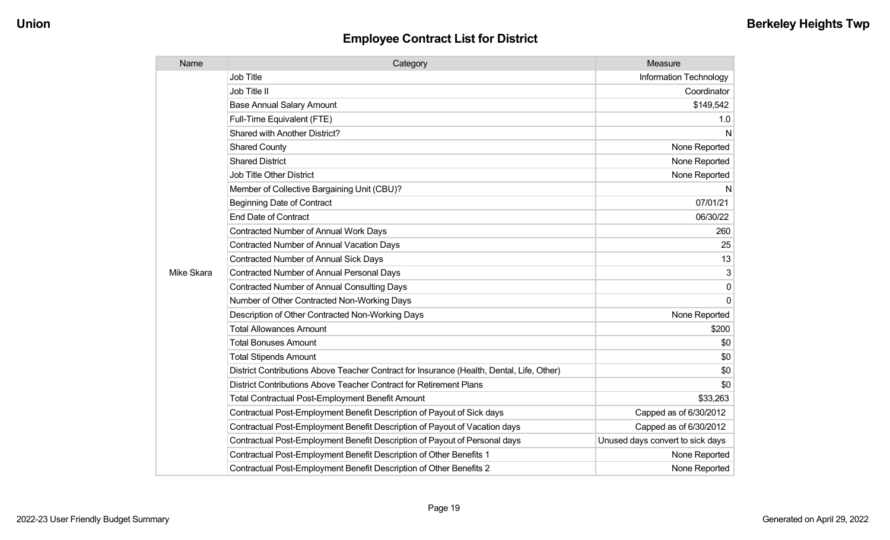## Employee Contract List for District

| Name | Category | Measure |
|---|---|---|
| Mike Skara | Job Title | Information Technology |
| | Job Title II | Coordinator |
| | Base Annual Salary Amount | $149,542 |
| | Full-Time Equivalent (FTE) | 1.0 |
| | Shared with Another District? | N |
| | Shared County | None Reported |
| | Shared District | None Reported |
| | Job Title Other District | None Reported |
| | Member of Collective Bargaining Unit (CBU)? | N |
| | Beginning Date of Contract | 07/01/21 |
| | End Date of Contract | 06/30/22 |
| | Contracted Number of Annual Work Days | 260 |
| | Contracted Number of Annual Vacation Days | 25 |
| | Contracted Number of Annual Sick Days | 13 |
| | Contracted Number of Annual Personal Days | 3 |
| | Contracted Number of Annual Consulting Days | 0 |
| | Number of Other Contracted Non-Working Days | 0 |
| | Description of Other Contracted Non-Working Days | None Reported |
| | Total Allowances Amount | $200 |
| | Total Bonuses Amount | $0 |
| | Total Stipends Amount | $0 |
| | District Contributions Above Teacher Contract for Insurance (Health, Dental, Life, Other) | $0 |
| | District Contributions Above Teacher Contract for Retirement Plans | $0 |
| | Total Contractual Post-Employment Benefit Amount | $33,263 |
| | Contractual Post-Employment Benefit Description of Payout of Sick days | Capped as of 6/30/2012 |
| | Contractual Post-Employment Benefit Description of Payout of Vacation days | Capped as of 6/30/2012 |
| | Contractual Post-Employment Benefit Description of Payout of Personal days | Unused days convert to sick days |
| | Contractual Post-Employment Benefit Description of Other Benefits 1 | None Reported |
| | Contractual Post-Employment Benefit Description of Other Benefits 2 | None Reported |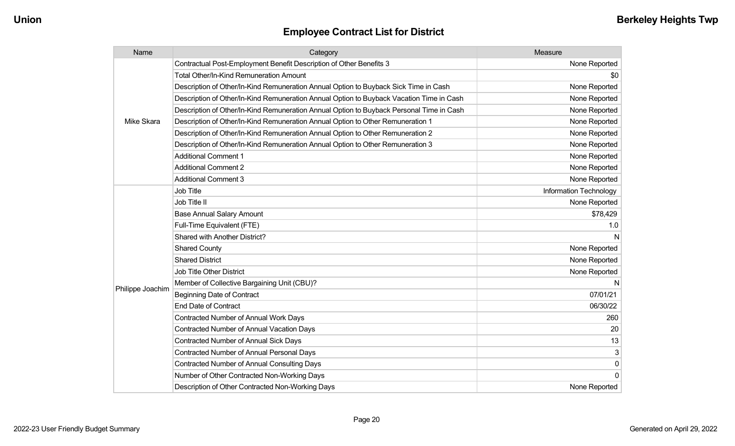## Employee Contract List for District

| Name | Category | Measure |
|---|---|---|
| Mike Skara | Contractual Post-Employment Benefit Description of Other Benefits 3 | None Reported |
| | Total Other/In-Kind Remuneration Amount | $0 |
| | Description of Other/In-Kind Remuneration Annual Option to Buyback Sick Time in Cash | None Reported |
| | Description of Other/In-Kind Remuneration Annual Option to Buyback Vacation Time in Cash | None Reported |
| | Description of Other/In-Kind Remuneration Annual Option to Buyback Personal Time in Cash | None Reported |
| | Description of Other/In-Kind Remuneration Annual Option to Other Remuneration 1 | None Reported |
| | Description of Other/In-Kind Remuneration Annual Option to Other Remuneration 2 | None Reported |
| | Description of Other/In-Kind Remuneration Annual Option to Other Remuneration 3 | None Reported |
| | Additional Comment 1 | None Reported |
| | Additional Comment 2 | None Reported |
| | Additional Comment 3 | None Reported |
| Philippe Joachim | Job Title | Information Technology |
| | Job Title II | None Reported |
| | Base Annual Salary Amount | $78,429 |
| | Full-Time Equivalent (FTE) | 1.0 |
| | Shared with Another District? | N |
| | Shared County | None Reported |
| | Shared District | None Reported |
| | Job Title Other District | None Reported |
| | Member of Collective Bargaining Unit (CBU)? | N |
| | Beginning Date of Contract | 07/01/21 |
| | End Date of Contract | 06/30/22 |
| | Contracted Number of Annual Work Days | 260 |
| | Contracted Number of Annual Vacation Days | 20 |
| | Contracted Number of Annual Sick Days | 13 |
| | Contracted Number of Annual Personal Days | 3 |
| | Contracted Number of Annual Consulting Days | 0 |
| | Number of Other Contracted Non-Working Days | 0 |
| | Description of Other Contracted Non-Working Days | None Reported |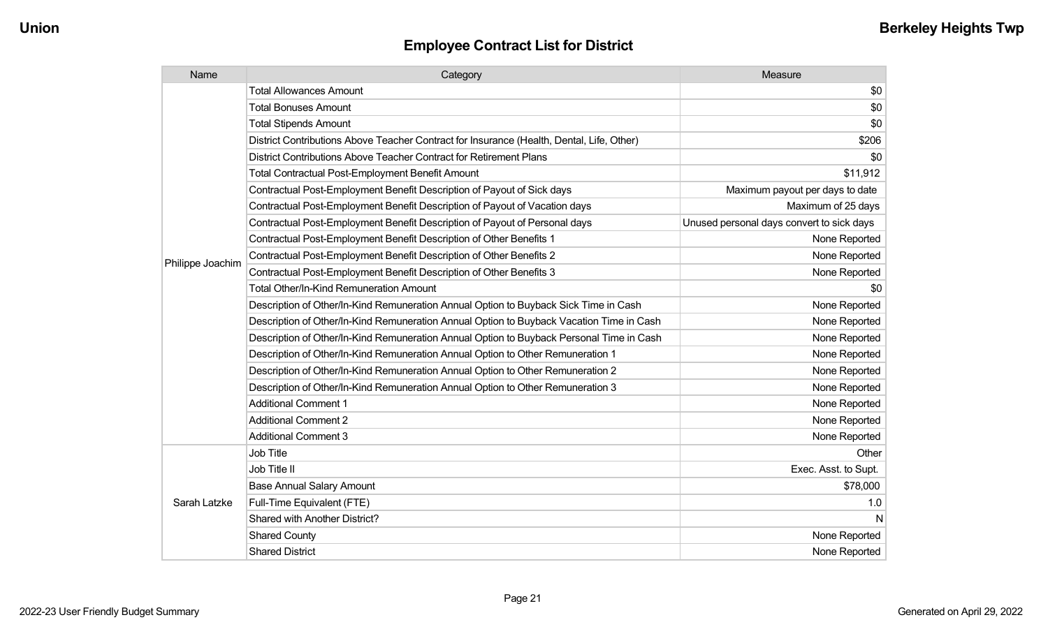## Employee Contract List for District

| Name | Category | Measure |
|---|---|---|
| Philippe Joachim | Total Allowances Amount | $0 |
| | Total Bonuses Amount | $0 |
| | Total Stipends Amount | $0 |
| | District Contributions Above Teacher Contract for Insurance (Health, Dental, Life, Other) | $206 |
| | District Contributions Above Teacher Contract for Retirement Plans | $0 |
| | Total Contractual Post-Employment Benefit Amount | $11,912 |
| | Contractual Post-Employment Benefit Description of Payout of Sick days | Maximum payout per days to date |
| | Contractual Post-Employment Benefit Description of Payout of Vacation days | Maximum of 25 days |
| | Contractual Post-Employment Benefit Description of Payout of Personal days | Unused personal days convert to sick days |
| | Contractual Post-Employment Benefit Description of Other Benefits 1 | None Reported |
| | Contractual Post-Employment Benefit Description of Other Benefits 2 | None Reported |
| | Contractual Post-Employment Benefit Description of Other Benefits 3 | None Reported |
| | Total Other/In-Kind Remuneration Amount | $0 |
| | Description of Other/In-Kind Remuneration Annual Option to Buyback Sick Time in Cash | None Reported |
| | Description of Other/In-Kind Remuneration Annual Option to Buyback Vacation Time in Cash | None Reported |
| | Description of Other/In-Kind Remuneration Annual Option to Buyback Personal Time in Cash | None Reported |
| | Description of Other/In-Kind Remuneration Annual Option to Other Remuneration 1 | None Reported |
| | Description of Other/In-Kind Remuneration Annual Option to Other Remuneration 2 | None Reported |
| | Description of Other/In-Kind Remuneration Annual Option to Other Remuneration 3 | None Reported |
| | Additional Comment 1 | None Reported |
| | Additional Comment 2 | None Reported |
| | Additional Comment 3 | None Reported |
| Sarah Latzke | Job Title | Other |
| | Job Title II | Exec. Asst. to Supt. |
| | Base Annual Salary Amount | $78,000 |
| | Full-Time Equivalent (FTE) | 1.0 |
| | Shared with Another District? | N |
| | Shared County | None Reported |
| | Shared District | None Reported |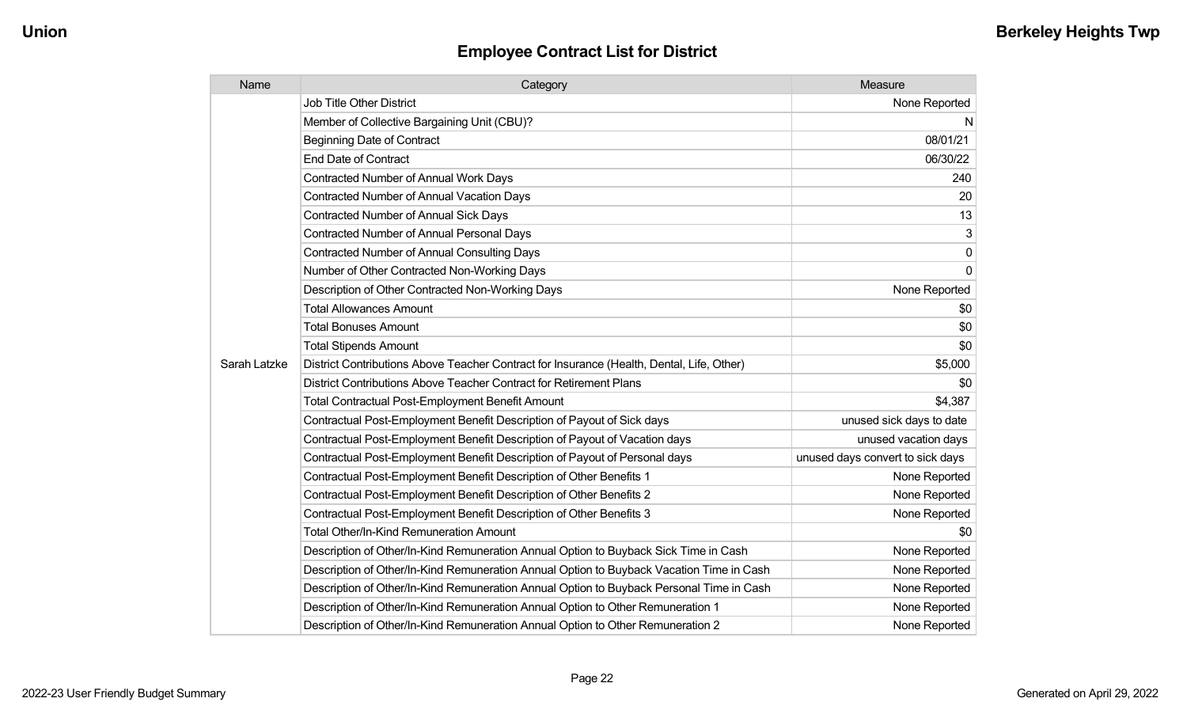## Employee Contract List for District

| Name | Category | Measure |
|---|---|---|
| Sarah Latzke | Job Title Other District | None Reported |
| | Member of Collective Bargaining Unit (CBU)? | N |
| | Beginning Date of Contract | 08/01/21 |
| | End Date of Contract | 06/30/22 |
| | Contracted Number of Annual Work Days | 240 |
| | Contracted Number of Annual Vacation Days | 20 |
| | Contracted Number of Annual Sick Days | 13 |
| | Contracted Number of Annual Personal Days | 3 |
| | Contracted Number of Annual Consulting Days | 0 |
| | Number of Other Contracted Non-Working Days | 0 |
| | Description of Other Contracted Non-Working Days | None Reported |
| | Total Allowances Amount | $0 |
| | Total Bonuses Amount | $0 |
| | Total Stipends Amount | $0 |
| | District Contributions Above Teacher Contract for Insurance (Health, Dental, Life, Other) | $5,000 |
| | District Contributions Above Teacher Contract for Retirement Plans | $0 |
| | Total Contractual Post-Employment Benefit Amount | $4,387 |
| | Contractual Post-Employment Benefit Description of Payout of Sick days | unused sick days to date |
| | Contractual Post-Employment Benefit Description of Payout of Vacation days | unused vacation days |
| | Contractual Post-Employment Benefit Description of Payout of Personal days | unused days convert to sick days |
| | Contractual Post-Employment Benefit Description of Other Benefits 1 | None Reported |
| | Contractual Post-Employment Benefit Description of Other Benefits 2 | None Reported |
| | Contractual Post-Employment Benefit Description of Other Benefits 3 | None Reported |
| | Total Other/In-Kind Remuneration Amount | $0 |
| | Description of Other/In-Kind Remuneration Annual Option to Buyback Sick Time in Cash | None Reported |
| | Description of Other/In-Kind Remuneration Annual Option to Buyback Vacation Time in Cash | None Reported |
| | Description of Other/In-Kind Remuneration Annual Option to Buyback Personal Time in Cash | None Reported |
| | Description of Other/In-Kind Remuneration Annual Option to Other Remuneration 1 | None Reported |
| | Description of Other/In-Kind Remuneration Annual Option to Other Remuneration 2 | None Reported |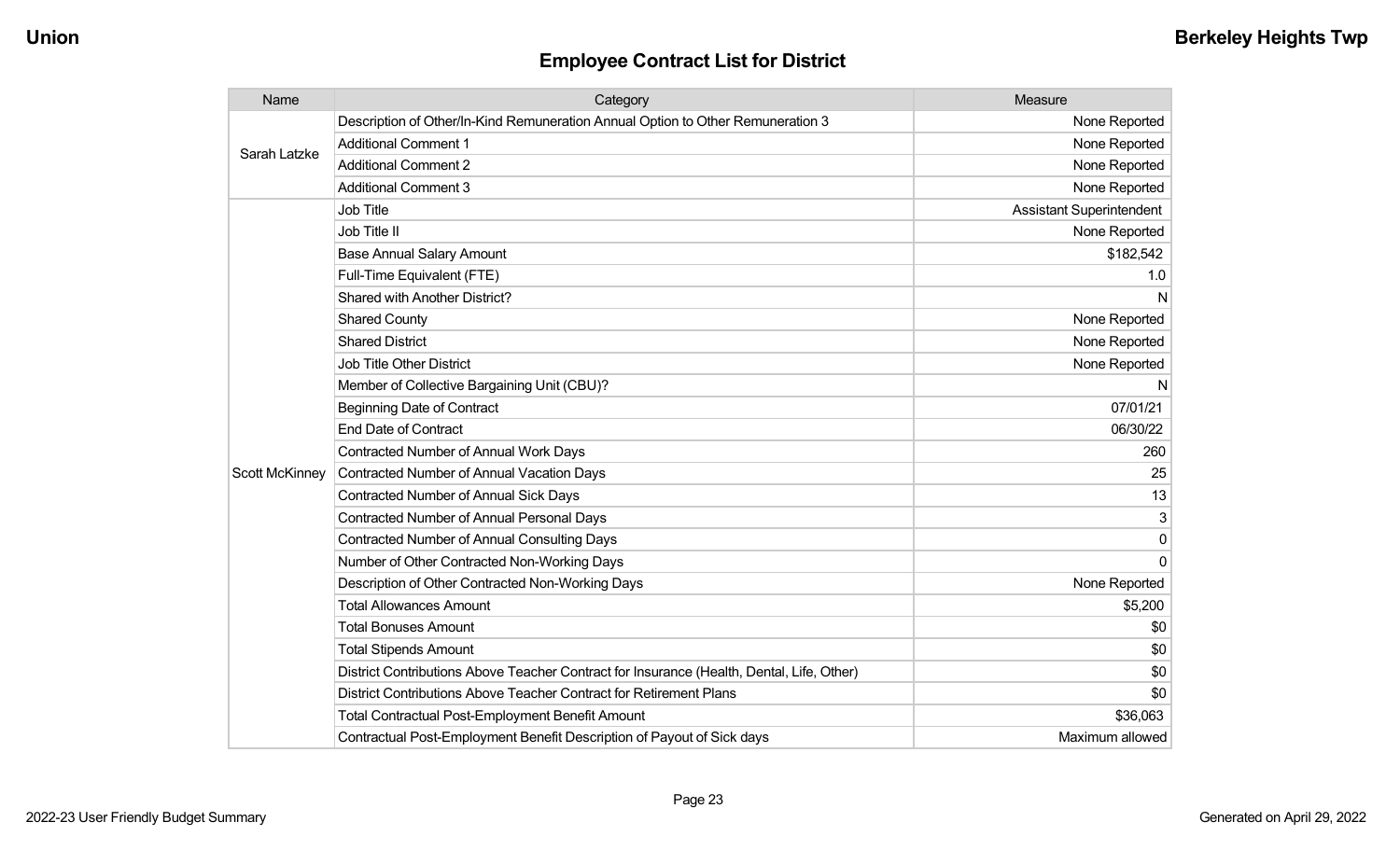## Employee Contract List for District

| Name | Category | Measure |
|---|---|---|
| Sarah Latzke | Description of Other/In-Kind Remuneration Annual Option to Other Remuneration 3 | None Reported |
| | Additional Comment 1 | None Reported |
| | Additional Comment 2 | None Reported |
| | Additional Comment 3 | None Reported |
| Scott McKinney | Job Title | Assistant Superintendent |
| | Job Title II | None Reported |
| | Base Annual Salary Amount | $182,542 |
| | Full-Time Equivalent (FTE) | 1.0 |
| | Shared with Another District? | N |
| | Shared County | None Reported |
| | Shared District | None Reported |
| | Job Title Other District | None Reported |
| | Member of Collective Bargaining Unit (CBU)? | N |
| | Beginning Date of Contract | 07/01/21 |
| | End Date of Contract | 06/30/22 |
| | Contracted Number of Annual Work Days | 260 |
| | Contracted Number of Annual Vacation Days | 25 |
| | Contracted Number of Annual Sick Days | 13 |
| | Contracted Number of Annual Personal Days | 3 |
| | Contracted Number of Annual Consulting Days | 0 |
| | Number of Other Contracted Non-Working Days | 0 |
| | Description of Other Contracted Non-Working Days | None Reported |
| | Total Allowances Amount | $5,200 |
| | Total Bonuses Amount | $0 |
| | Total Stipends Amount | $0 |
| | District Contributions Above Teacher Contract for Insurance (Health, Dental, Life, Other) | $0 |
| | District Contributions Above Teacher Contract for Retirement Plans | $0 |
| | Total Contractual Post-Employment Benefit Amount | $36,063 |
| | Contractual Post-Employment Benefit Description of Payout of Sick days | Maximum allowed |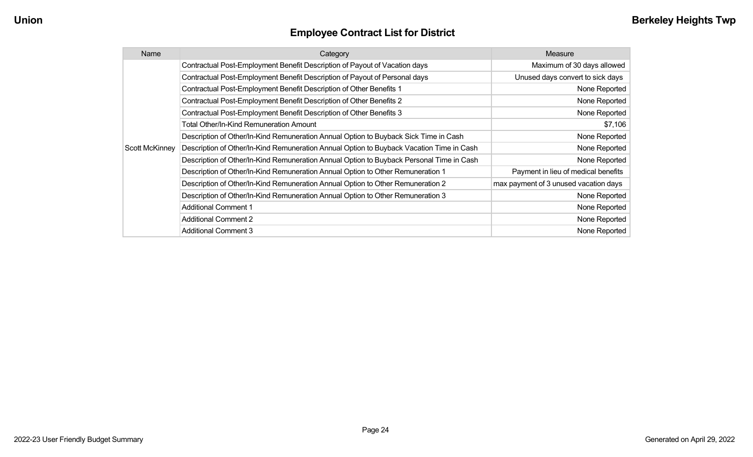## Employee Contract List for District

| Name | Category | Measure |
|---|---|---|
| Scott McKinney | Contractual Post-Employment Benefit Description of Payout of Vacation days | Maximum of 30 days allowed |
| | Contractual Post-Employment Benefit Description of Payout of Personal days | Unused days convert to sick days |
| | Contractual Post-Employment Benefit Description of Other Benefits 1 | None Reported |
| | Contractual Post-Employment Benefit Description of Other Benefits 2 | None Reported |
| | Contractual Post-Employment Benefit Description of Other Benefits 3 | None Reported |
| | Total Other/In-Kind Remuneration Amount | $7,106 |
| | Description of Other/In-Kind Remuneration Annual Option to Buyback Sick Time in Cash | None Reported |
| | Description of Other/In-Kind Remuneration Annual Option to Buyback Vacation Time in Cash | None Reported |
| | Description of Other/In-Kind Remuneration Annual Option to Buyback Personal Time in Cash | None Reported |
| | Description of Other/In-Kind Remuneration Annual Option to Other Remuneration 1 | Payment in lieu of medical benefits |
| | Description of Other/In-Kind Remuneration Annual Option to Other Remuneration 2 | max payment of 3 unused vacation days |
| | Description of Other/In-Kind Remuneration Annual Option to Other Remuneration 3 | None Reported |
| | Additional Comment 1 | None Reported |
| | Additional Comment 2 | None Reported |
| | Additional Comment 3 | None Reported |